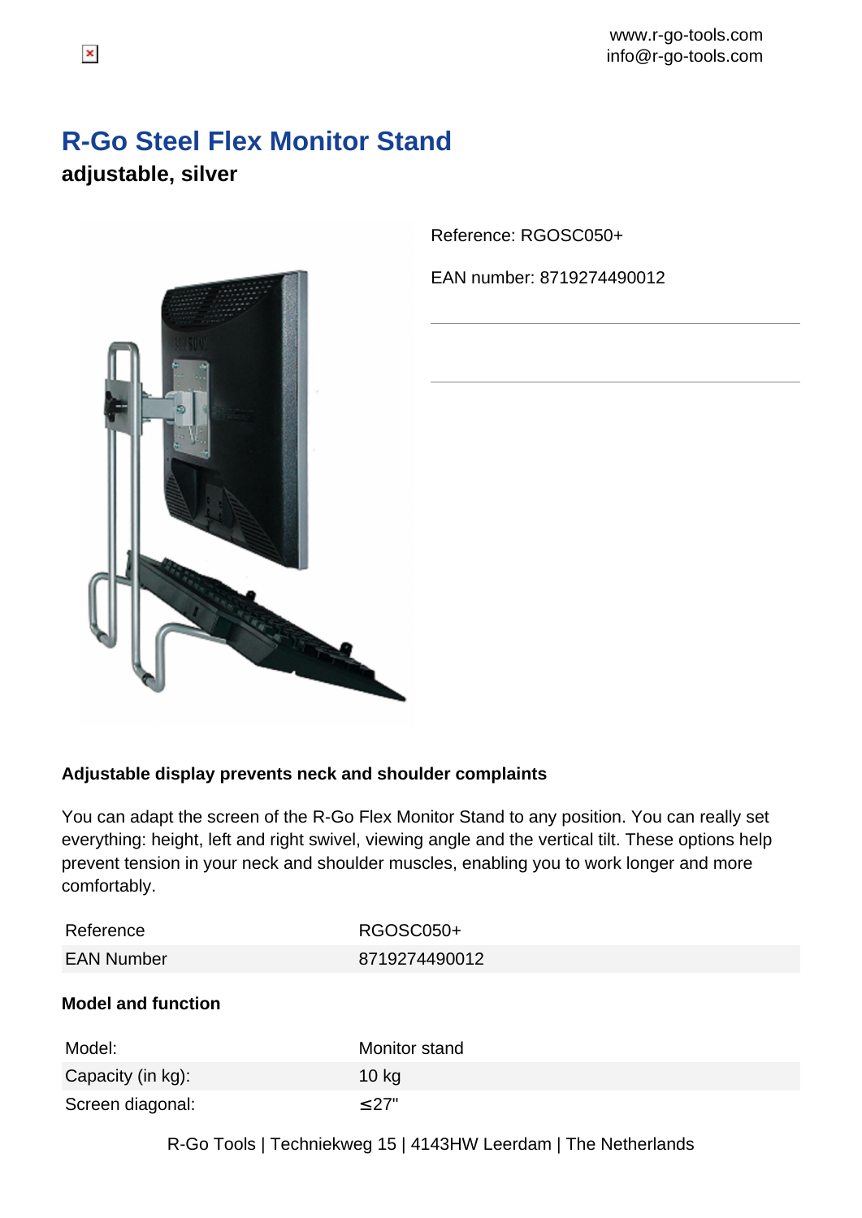www.r-go-tools.com
info@r-go-tools.com

# R-Go Steel Flex Monitor Stand

## adjustable, silver

Reference: RGOSC050+

EAN number: 8719274490012

### Adjustable display prevents neck and shoulder complaints

You can adapt the screen of the R-Go Flex Monitor Stand to any position. You can really set everything: height, left and right swivel, viewing angle and the vertical tilt. These options help prevent tension in your neck and shoulder muscles, enabling you to work longer and more comfortably.

| | |
|---|---|
| Reference | RGOSC050+ |
| EAN Number | 8719274490012 |

### Model and function

| | |
|---|---|
| Model: | Monitor stand |
| Capacity (in kg): | 10 kg |
| Screen diagonal: | ≤27" |

R-Go Tools | Techniekweg 15 | 4143HW Leerdam | The Netherlands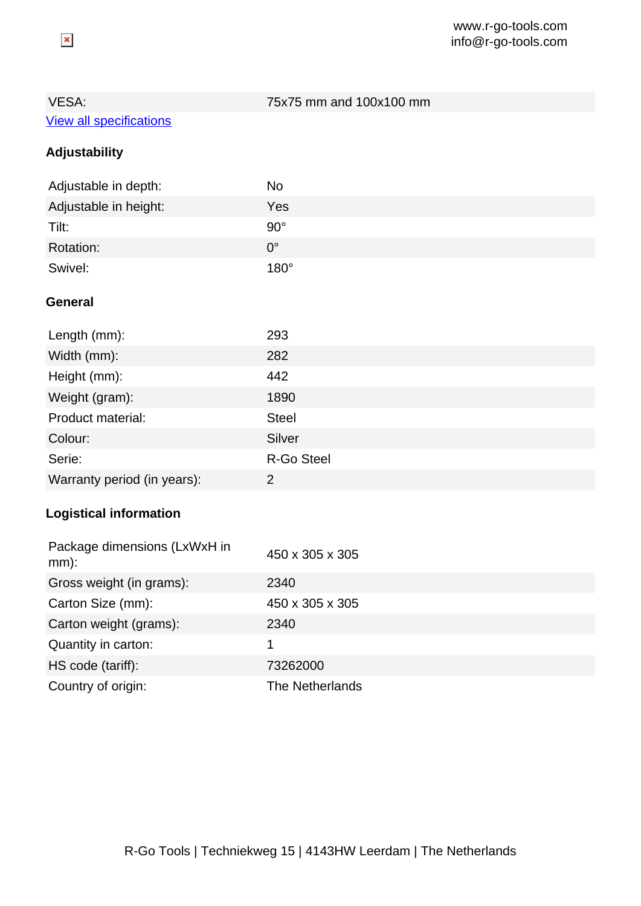| | |
|---|---|
| VESA: | 75x75 mm and 100x100 mm |

[View all specifications]

**Adjustability**

| | |
|---|---|
| Adjustable in depth: | No |
| Adjustable in height: | Yes |
| Tilt: | 90° |
| Rotation: | 0° |
| Swivel: | 180° |

**General**

| | |
|---|---|
| Length (mm): | 293 |
| Width (mm): | 282 |
| Height (mm): | 442 |
| Weight (gram): | 1890 |
| Product material: | Steel |
| Colour: | Silver |
| Serie: | R-Go Steel |
| Warranty period (in years): | 2 |

**Logistical information**

| | |
|---|---|
| Package dimensions (LxWxH in mm): | 450 x 305 x 305 |
| Gross weight (in grams): | 2340 |
| Carton Size (mm): | 450 x 305 x 305 |
| Carton weight (grams): | 2340 |
| Quantity in carton: | 1 |
| HS code (tariff): | 73262000 |
| Country of origin: | The Netherlands |